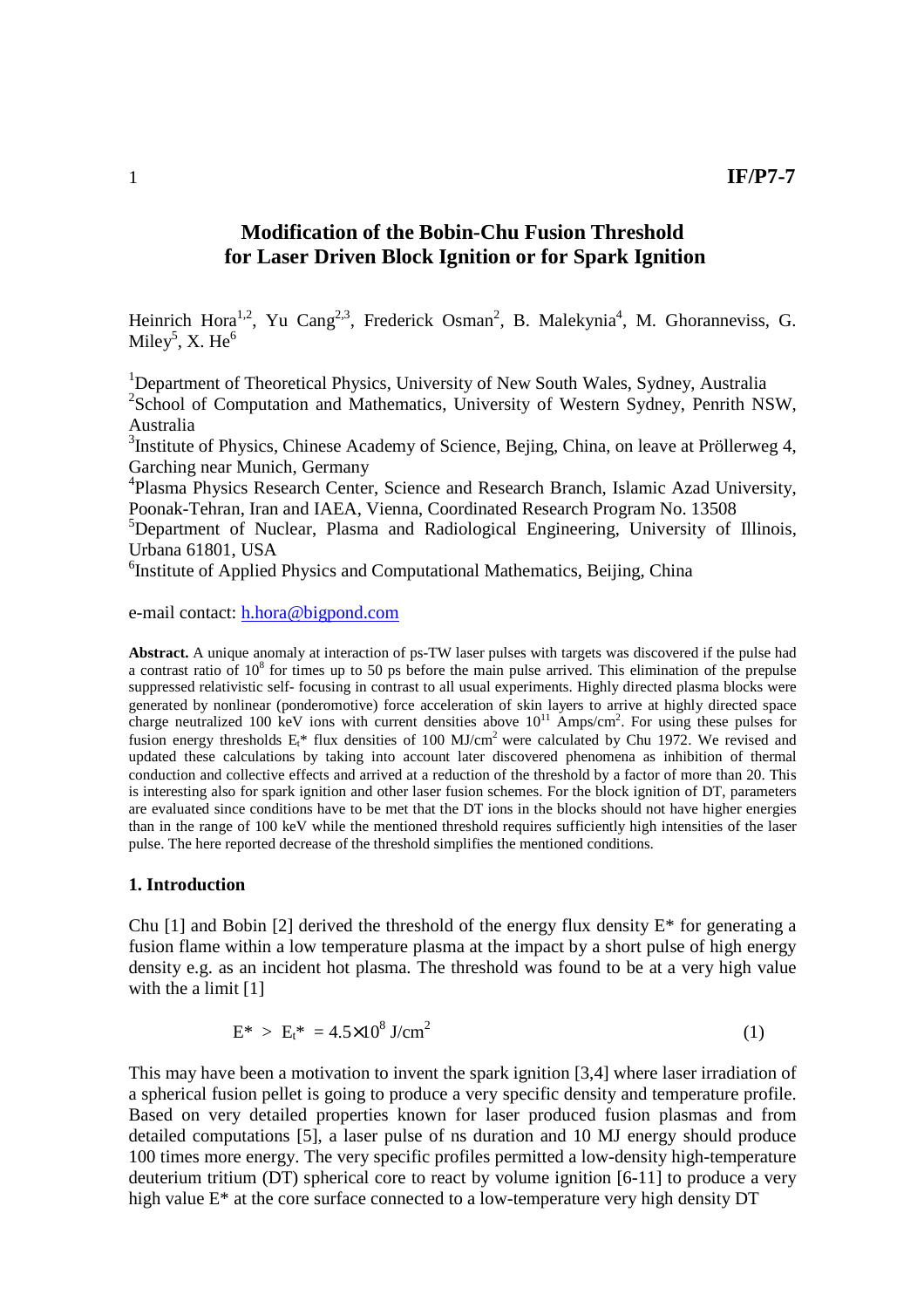# Modification of the Bobin-Chu Fusion Threshold for Laser Driven Block Ignition or for Spark Ignition

Heinrich Hora[1,2], Yu Cang[2,3], Frederick Osman[2], B. Malekynia[4], M. Ghoranneviss, G. Miley[5], X. He[6]

[1]Department of Theoretical Physics, University of New South Wales, Sydney, Australia
[2]School of Computation and Mathematics, University of Western Sydney, Penrith NSW, Australia
[3]Institute of Physics, Chinese Academy of Science, Bejing, China, on leave at Pröllerweg 4, Garching near Munich, Germany
[4]Plasma Physics Research Center, Science and Research Branch, Islamic Azad University, Poonak-Tehran, Iran and IAEA, Vienna, Coordinated Research Program No. 13508
[5]Department of Nuclear, Plasma and Radiological Engineering, University of Illinois, Urbana 61801, USA
[6]Institute of Applied Physics and Computational Mathematics, Beijing, China

e-mail contact: h.hora@bigpond.com

**Abstract.** A unique anomaly at interaction of ps-TW laser pulses with targets was discovered if the pulse had a contrast ratio of $10^8$ for times up to 50 ps before the main pulse arrived. This elimination of the prepulse suppressed relativistic self- focusing in contrast to all usual experiments. Highly directed plasma blocks were generated by nonlinear (ponderomotive) force acceleration of skin layers to arrive at highly directed space charge neutralized 100 keV ions with current densities above $10^{11}$ Amps/cm$^2$. For using these pulses for fusion energy thresholds $E_t$* flux densities of 100 MJ/cm$^2$ were calculated by Chu 1972. We revised and updated these calculations by taking into account later discovered phenomena as inhibition of thermal conduction and collective effects and arrived at a reduction of the threshold by a factor of more than 20. This is interesting also for spark ignition and other laser fusion schemes. For the block ignition of DT, parameters are evaluated since conditions have to be met that the DT ions in the blocks should not have higher energies than in the range of 100 keV while the mentioned threshold requires sufficiently high intensities of the laser pulse. The here reported decrease of the threshold simplifies the mentioned conditions.

### 1. Introduction

Chu [1] and Bobin [2] derived the threshold of the energy flux density E* for generating a fusion flame within a low temperature plasma at the impact by a short pulse of high energy density e.g. as an incident hot plasma. The threshold was found to be at a very high value with the a limit [1]

$$E^* > E_t^* = 4.5\times 10^8 \text{ J/cm}^2 \tag{1}$$

This may have been a motivation to invent the spark ignition [3,4] where laser irradiation of a spherical fusion pellet is going to produce a very specific density and temperature profile. Based on very detailed properties known for laser produced fusion plasmas and from detailed computations [5], a laser pulse of ns duration and 10 MJ energy should produce 100 times more energy. The very specific profiles permitted a low-density high-temperature deuterium tritium (DT) spherical core to react by volume ignition [6-11] to produce a very high value E* at the core surface connected to a low-temperature very high density DT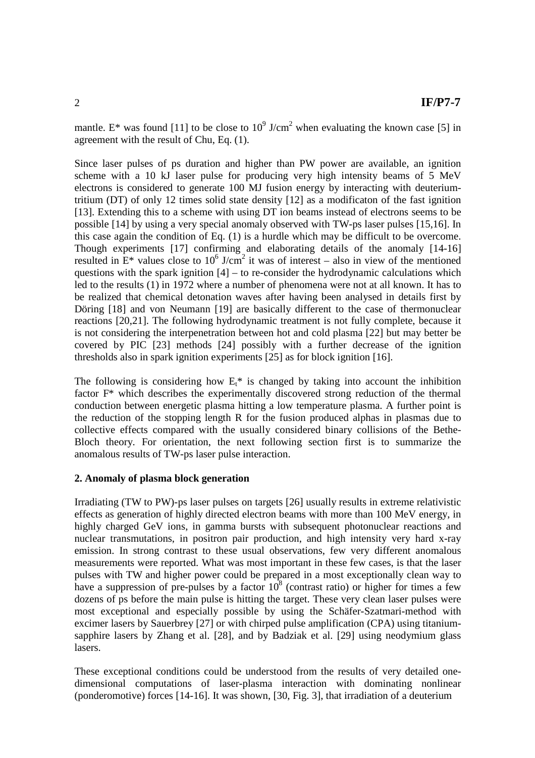mantle. E* was found [11] to be close to $10^9$ J/cm$^2$ when evaluating the known case [5] in agreement with the result of Chu, Eq. (1).

Since laser pulses of ps duration and higher than PW power are available, an ignition scheme with a 10 kJ laser pulse for producing very high intensity beams of 5 MeV electrons is considered to generate 100 MJ fusion energy by interacting with deuterium-tritium (DT) of only 12 times solid state density [12] as a modificaton of the fast ignition [13]. Extending this to a scheme with using DT ion beams instead of electrons seems to be possible [14] by using a very special anomaly observed with TW-ps laser pulses [15,16]. In this case again the condition of Eq. (1) is a hurdle which may be difficult to be overcome. Though experiments [17] confirming and elaborating details of the anomaly [14-16] resulted in E* values close to $10^6$ J/cm$^2$ it was of interest – also in view of the mentioned questions with the spark ignition [4] – to re-consider the hydrodynamic calculations which led to the results (1) in 1972 where a number of phenomena were not at all known. It has to be realized that chemical detonation waves after having been analysed in details first by Döring [18] and von Neumann [19] are basically different to the case of thermonuclear reactions [20,21]. The following hydrodynamic treatment is not fully complete, because it is not considering the interpenetration between hot and cold plasma [22] but may better be covered by PIC [23] methods [24] possibly with a further decrease of the ignition thresholds also in spark ignition experiments [25] as for block ignition [16].

The following is considering how $E_t$* is changed by taking into account the inhibition factor F* which describes the experimentally discovered strong reduction of the thermal conduction between energetic plasma hitting a low temperature plasma. A further point is the reduction of the stopping length R for the fusion produced alphas in plasmas due to collective effects compared with the usually considered binary collisions of the Bethe-Bloch theory. For orientation, the next following section first is to summarize the anomalous results of TW-ps laser pulse interaction.

## 2. Anomaly of plasma block generation

Irradiating (TW to PW)-ps laser pulses on targets [26] usually results in extreme relativistic effects as generation of highly directed electron beams with more than 100 MeV energy, in highly charged GeV ions, in gamma bursts with subsequent photonuclear reactions and nuclear transmutations, in positron pair production, and high intensity very hard x-ray emission. In strong contrast to these usual observations, few very different anomalous measurements were reported. What was most important in these few cases, is that the laser pulses with TW and higher power could be prepared in a most exceptionally clean way to have a suppression of pre-pulses by a factor $10^8$ (contrast ratio) or higher for times a few dozens of ps before the main pulse is hitting the target. These very clean laser pulses were most exceptional and especially possible by using the Schäfer-Szatmari-method with excimer lasers by Sauerbrey [27] or with chirped pulse amplification (CPA) using titanium-sapphire lasers by Zhang et al. [28], and by Badziak et al. [29] using neodymium glass lasers.

These exceptional conditions could be understood from the results of very detailed one-dimensional computations of laser-plasma interaction with dominating nonlinear (ponderomotive) forces [14-16]. It was shown, [30, Fig. 3], that irradiation of a deuterium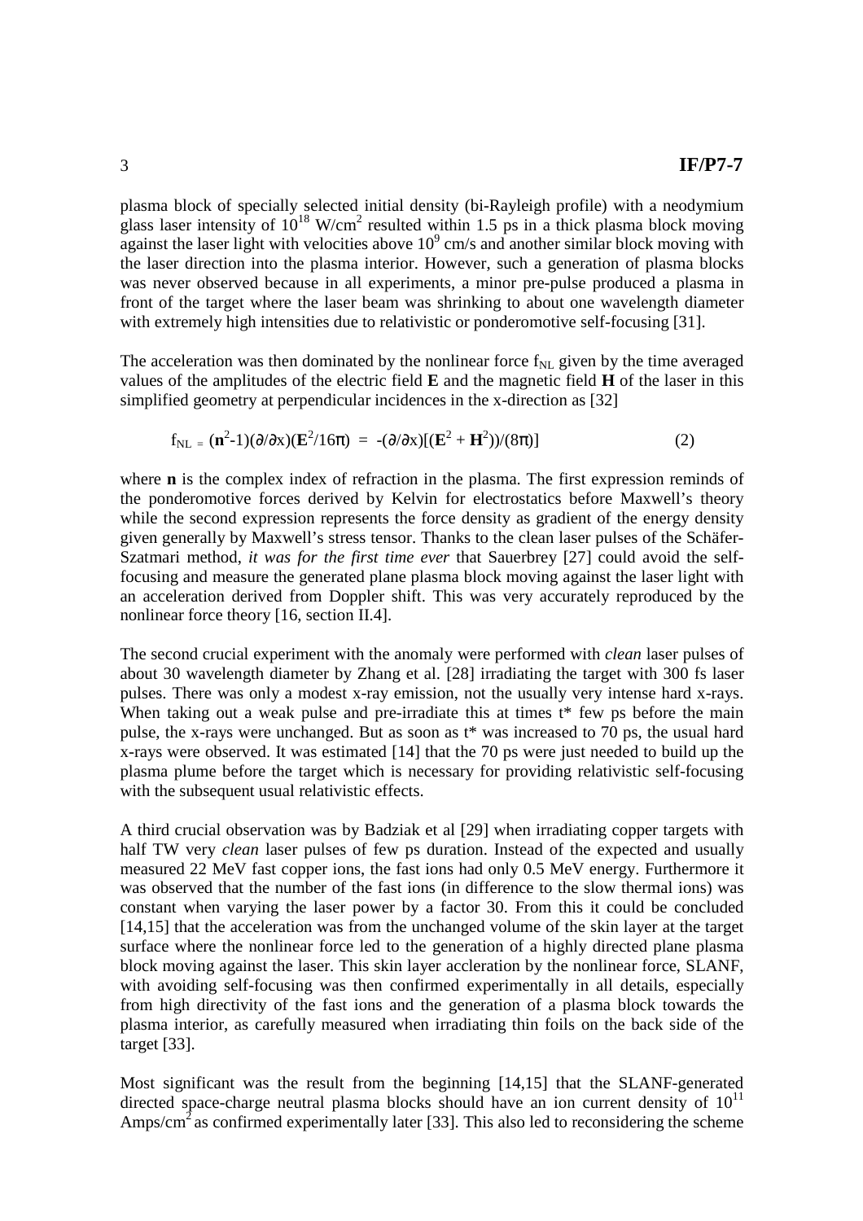plasma block of specially selected initial density (bi-Rayleigh profile) with a neodymium glass laser intensity of $10^{18}$ W/cm$^2$ resulted within 1.5 ps in a thick plasma block moving against the laser light with velocities above $10^9$ cm/s and another similar block moving with the laser direction into the plasma interior. However, such a generation of plasma blocks was never observed because in all experiments, a minor pre-pulse produced a plasma in front of the target where the laser beam was shrinking to about one wavelength diameter with extremely high intensities due to relativistic or ponderomotive self-focusing [31].

The acceleration was then dominated by the nonlinear force $f_{NL}$ given by the time averaged values of the amplitudes of the electric field **E** and the magnetic field **H** of the laser in this simplified geometry at perpendicular incidences in the x-direction as [32]

$$f_{NL} = (\mathbf{n}^2-1)(\partial/\partial x)(\mathbf{E}^2/16\pi) = -(\partial/\partial x)[(\mathbf{E}^2 + \mathbf{H}^2))/(8\pi)] \tag{2}$$

where **n** is the complex index of refraction in the plasma. The first expression reminds of the ponderomotive forces derived by Kelvin for electrostatics before Maxwell's theory while the second expression represents the force density as gradient of the energy density given generally by Maxwell's stress tensor. Thanks to the clean laser pulses of the Schäfer-Szatmari method, *it was for the first time ever* that Sauerbrey [27] could avoid the self-focusing and measure the generated plane plasma block moving against the laser light with an acceleration derived from Doppler shift. This was very accurately reproduced by the nonlinear force theory [16, section II.4].

The second crucial experiment with the anomaly were performed with *clean* laser pulses of about 30 wavelength diameter by Zhang et al. [28] irradiating the target with 300 fs laser pulses. There was only a modest x-ray emission, not the usually very intense hard x-rays. When taking out a weak pulse and pre-irradiate this at times $t^*$ few ps before the main pulse, the x-rays were unchanged. But as soon as $t^*$ was increased to 70 ps, the usual hard x-rays were observed. It was estimated [14] that the 70 ps were just needed to build up the plasma plume before the target which is necessary for providing relativistic self-focusing with the subsequent usual relativistic effects.

A third crucial observation was by Badziak et al [29] when irradiating copper targets with half TW very *clean* laser pulses of few ps duration. Instead of the expected and usually measured 22 MeV fast copper ions, the fast ions had only 0.5 MeV energy. Furthermore it was observed that the number of the fast ions (in difference to the slow thermal ions) was constant when varying the laser power by a factor 30. From this it could be concluded [14,15] that the acceleration was from the unchanged volume of the skin layer at the target surface where the nonlinear force led to the generation of a highly directed plane plasma block moving against the laser. This skin layer accleration by the nonlinear force, SLANF, with avoiding self-focusing was then confirmed experimentally in all details, especially from high directivity of the fast ions and the generation of a plasma block towards the plasma interior, as carefully measured when irradiating thin foils on the back side of the target [33].

Most significant was the result from the beginning [14,15] that the SLANF-generated directed space-charge neutral plasma blocks should have an ion current density of $10^{11}$ Amps/cm$^2$ as confirmed experimentally later [33]. This also led to reconsidering the scheme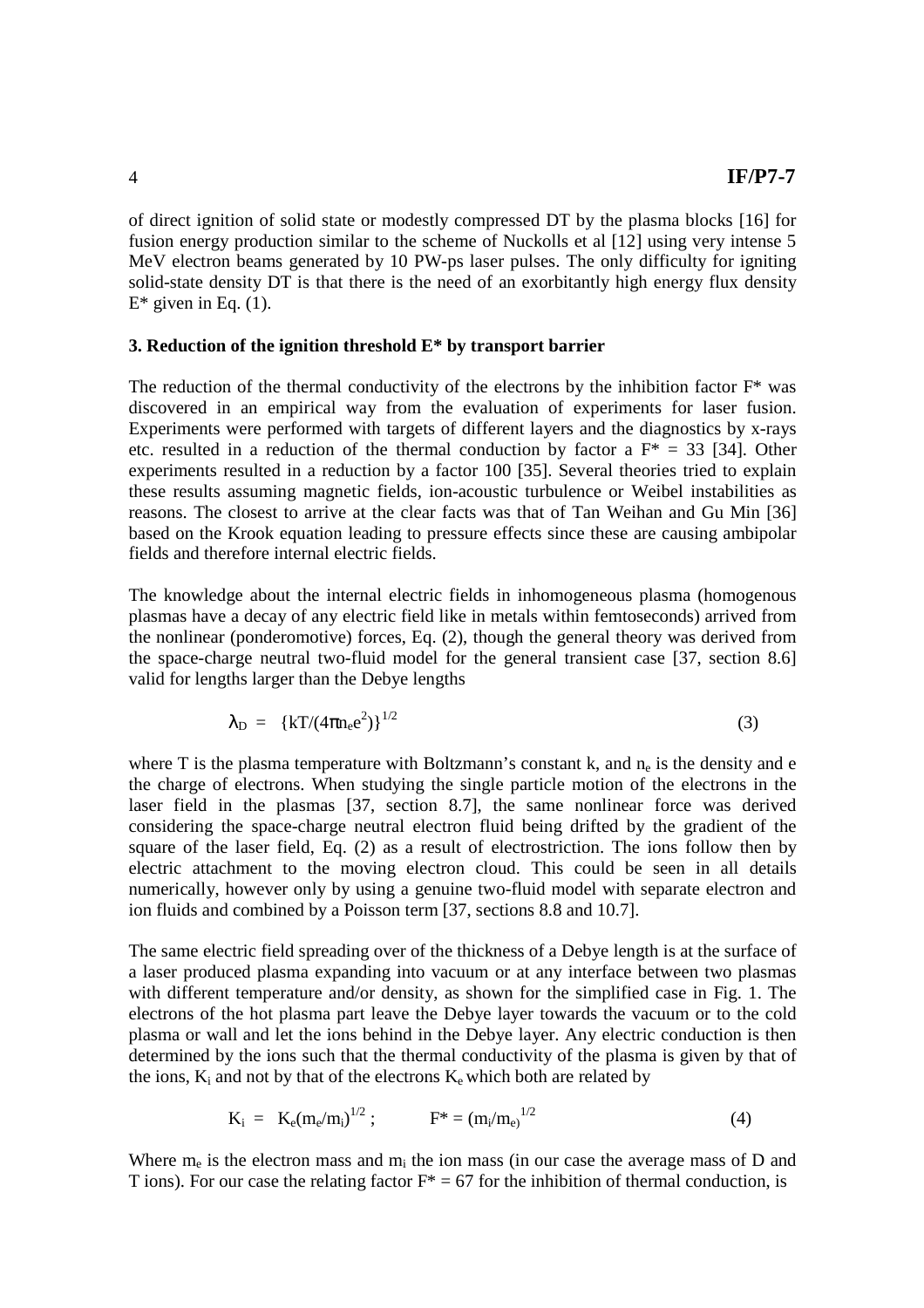of direct ignition of solid state or modestly compressed DT by the plasma blocks [16] for fusion energy production similar to the scheme of Nuckolls et al [12] using very intense 5 MeV electron beams generated by 10 PW-ps laser pulses. The only difficulty for igniting solid-state density DT is that there is the need of an exorbitantly high energy flux density $E^*$ given in Eq. (1).

### 3. Reduction of the ignition threshold E* by transport barrier

The reduction of the thermal conductivity of the electrons by the inhibition factor $F^*$ was discovered in an empirical way from the evaluation of experiments for laser fusion. Experiments were performed with targets of different layers and the diagnostics by x-rays etc. resulted in a reduction of the thermal conduction by factor a $F^* = 33$ [34]. Other experiments resulted in a reduction by a factor 100 [35]. Several theories tried to explain these results assuming magnetic fields, ion-acoustic turbulence or Weibel instabilities as reasons. The closest to arrive at the clear facts was that of Tan Weihan and Gu Min [36] based on the Krook equation leading to pressure effects since these are causing ambipolar fields and therefore internal electric fields.

The knowledge about the internal electric fields in inhomogeneous plasma (homogenous plasmas have a decay of any electric field like in metals within femtoseconds) arrived from the nonlinear (ponderomotive) forces, Eq. (2), though the general theory was derived from the space-charge neutral two-fluid model for the general transient case [37, section 8.6] valid for lengths larger than the Debye lengths

$$\lambda_D = \{kT/(4\pi n_e e^2)\}^{1/2} \tag{3}$$

where T is the plasma temperature with Boltzmann's constant k, and $n_e$ is the density and e the charge of electrons. When studying the single particle motion of the electrons in the laser field in the plasmas [37, section 8.7], the same nonlinear force was derived considering the space-charge neutral electron fluid being drifted by the gradient of the square of the laser field, Eq. (2) as a result of electrostriction. The ions follow then by electric attachment to the moving electron cloud. This could be seen in all details numerically, however only by using a genuine two-fluid model with separate electron and ion fluids and combined by a Poisson term [37, sections 8.8 and 10.7].

The same electric field spreading over of the thickness of a Debye length is at the surface of a laser produced plasma expanding into vacuum or at any interface between two plasmas with different temperature and/or density, as shown for the simplified case in Fig. 1. The electrons of the hot plasma part leave the Debye layer towards the vacuum or to the cold plasma or wall and let the ions behind in the Debye layer. Any electric conduction is then determined by the ions such that the thermal conductivity of the plasma is given by that of the ions, $K_i$ and not by that of the electrons $K_e$ which both are related by

$$K_i = K_e(m_e/m_i)^{1/2}; \qquad F^* = (m_i/m_e)^{1/2} \tag{4}$$

Where $m_e$ is the electron mass and $m_i$ the ion mass (in our case the average mass of D and T ions). For our case the relating factor $F^* = 67$ for the inhibition of thermal conduction, is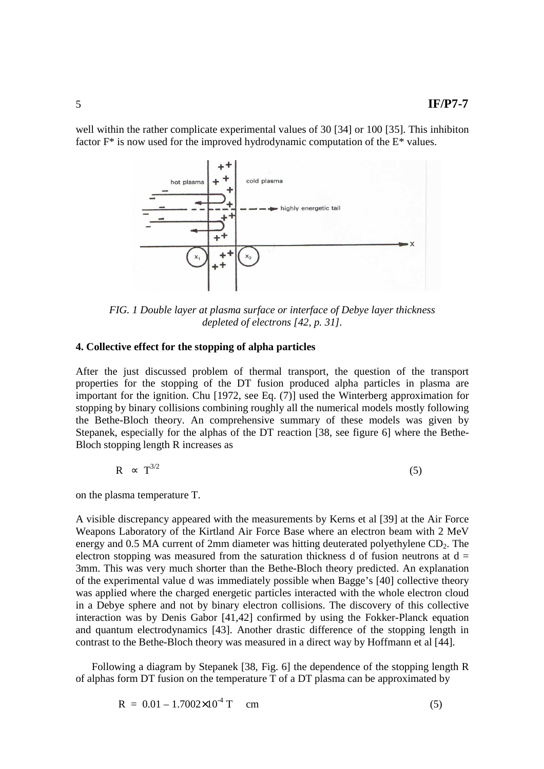well within the rather complicate experimental values of 30 [34] or 100 [35]. This inhibiton factor F* is now used for the improved hydrodynamic computation of the E* values.

*FIG. 1 Double layer at plasma surface or interface of Debye layer thickness depleted of electrons [42, p. 31].*

### 4. Collective effect for the stopping of alpha particles

After the just discussed problem of thermal transport, the question of the transport properties for the stopping of the DT fusion produced alpha particles in plasma are important for the ignition. Chu [1972, see Eq. (7)] used the Winterberg approximation for stopping by binary collisions combining roughly all the numerical models mostly following the Bethe-Bloch theory. An comprehensive summary of these models was given by Stepanek, especially for the alphas of the DT reaction [38, see figure 6] where the Bethe-Bloch stopping length R increases as

$$R \propto T^{3/2} \tag{5}$$

on the plasma temperature T.

A visible discrepancy appeared with the measurements by Kerns et al [39] at the Air Force Weapons Laboratory of the Kirtland Air Force Base where an electron beam with 2 MeV energy and 0.5 MA current of 2mm diameter was hitting deuterated polyethylene $CD_2$. The electron stopping was measured from the saturation thickness d of fusion neutrons at $d =$ 3mm. This was very much shorter than the Bethe-Bloch theory predicted. An explanation of the experimental value d was immediately possible when Bagge's [40] collective theory was applied where the charged energetic particles interacted with the whole electron cloud in a Debye sphere and not by binary electron collisions. The discovery of this collective interaction was by Denis Gabor [41,42] confirmed by using the Fokker-Planck equation and quantum electrodynamics [43]. Another drastic difference of the stopping length in contrast to the Bethe-Bloch theory was measured in a direct way by Hoffmann et al [44].

Following a diagram by Stepanek [38, Fig. 6] the dependence of the stopping length R of alphas form DT fusion on the temperature T of a DT plasma can be approximated by

$$R = 0.01 - 1.7002\times10^{-4}\, T \quad \text{cm} \tag{5}$$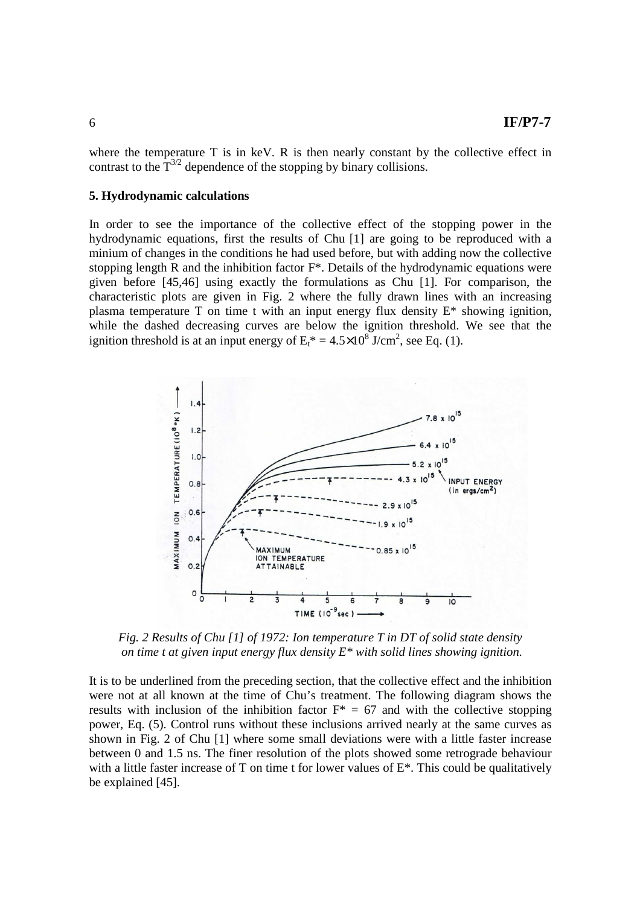where the temperature T is in keV. R is then nearly constant by the collective effect in contrast to the $T^{3/2}$ dependence of the stopping by binary collisions.

### 5. Hydrodynamic calculations

In order to see the importance of the collective effect of the stopping power in the hydrodynamic equations, first the results of Chu [1] are going to be reproduced with a minium of changes in the conditions he had used before, but with adding now the collective stopping length R and the inhibition factor F*. Details of the hydrodynamic equations were given before [45,46] using exactly the formulations as Chu [1]. For comparison, the characteristic plots are given in Fig. 2 where the fully drawn lines with an increasing plasma temperature T on time t with an input energy flux density E* showing ignition, while the dashed decreasing curves are below the ignition threshold. We see that the ignition threshold is at an input energy of $E_t^* = 4.5\times10^8$ J/cm$^2$, see Eq. (1).

*Fig. 2 Results of Chu [1] of 1972: Ion temperature T in DT of solid state density on time t at given input energy flux density E* with solid lines showing ignition.*

It is to be underlined from the preceding section, that the collective effect and the inhibition were not at all known at the time of Chu's treatment. The following diagram shows the results with inclusion of the inhibition factor $F^* = 67$ and with the collective stopping power, Eq. (5). Control runs without these inclusions arrived nearly at the same curves as shown in Fig. 2 of Chu [1] where some small deviations were with a little faster increase between 0 and 1.5 ns. The finer resolution of the plots showed some retrograde behaviour with a little faster increase of T on time t for lower values of E*. This could be qualitatively be explained [45].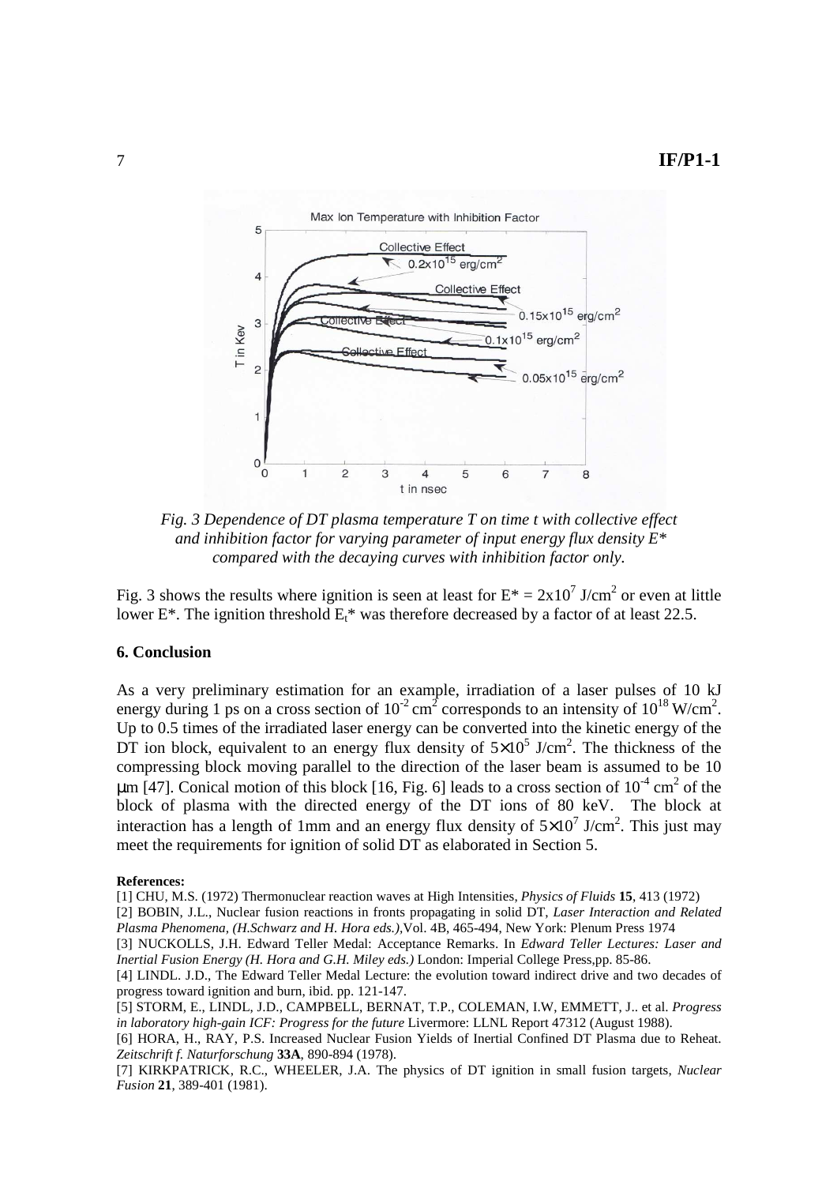*Fig. 3 Dependence of DT plasma temperature T on time t with collective effect and inhibition factor for varying parameter of input energy flux density E\* compared with the decaying curves with inhibition factor only.*

Fig. 3 shows the results where ignition is seen at least for $E^* = 2x10^7$ J/cm$^2$ or even at little lower E\*. The ignition threshold $E_t^*$ was therefore decreased by a factor of at least 22.5.

## 6. Conclusion

As a very preliminary estimation for an example, irradiation of a laser pulses of 10 kJ energy during 1 ps on a cross section of $10^{-2}$ cm$^2$ corresponds to an intensity of $10^{18}$ W/cm$^2$. Up to 0.5 times of the irradiated laser energy can be converted into the kinetic energy of the DT ion block, equivalent to an energy flux density of $5\times10^5$ J/cm$^2$. The thickness of the compressing block moving parallel to the direction of the laser beam is assumed to be 10 μm [47]. Conical motion of this block [16, Fig. 6] leads to a cross section of $10^{-4}$ cm$^2$ of the block of plasma with the directed energy of the DT ions of 80 keV. The block at interaction has a length of 1mm and an energy flux density of $5\times10^7$ J/cm$^2$. This just may meet the requirements for ignition of solid DT as elaborated in Section 5.

**References:**

[1] CHU, M.S. (1972) Thermonuclear reaction waves at High Intensities, *Physics of Fluids* **15**, 413 (1972)

[2] BOBIN, J.L., Nuclear fusion reactions in fronts propagating in solid DT, *Laser Interaction and Related Plasma Phenomena, (H.Schwarz and H. Hora eds.)*,Vol. 4B, 465-494, New York: Plenum Press 1974

[3] NUCKOLLS, J.H. Edward Teller Medal: Acceptance Remarks. In *Edward Teller Lectures: Laser and Inertial Fusion Energy (H. Hora and G.H. Miley eds.)* London: Imperial College Press,pp. 85-86.

[4] LINDL. J.D., The Edward Teller Medal Lecture: the evolution toward indirect drive and two decades of progress toward ignition and burn, ibid. pp. 121-147.

[5] STORM, E., LINDL, J.D., CAMPBELL, BERNAT, T.P., COLEMAN, I.W, EMMETT, J.. et al. *Progress in laboratory high-gain ICF: Progress for the future* Livermore: LLNL Report 47312 (August 1988).

[6] HORA, H., RAY, P.S. Increased Nuclear Fusion Yields of Inertial Confined DT Plasma due to Reheat. *Zeitschrift f. Naturforschung* **33A**, 890-894 (1978).

[7] KIRKPATRICK, R.C., WHEELER, J.A. The physics of DT ignition in small fusion targets, *Nuclear Fusion* **21**, 389-401 (1981).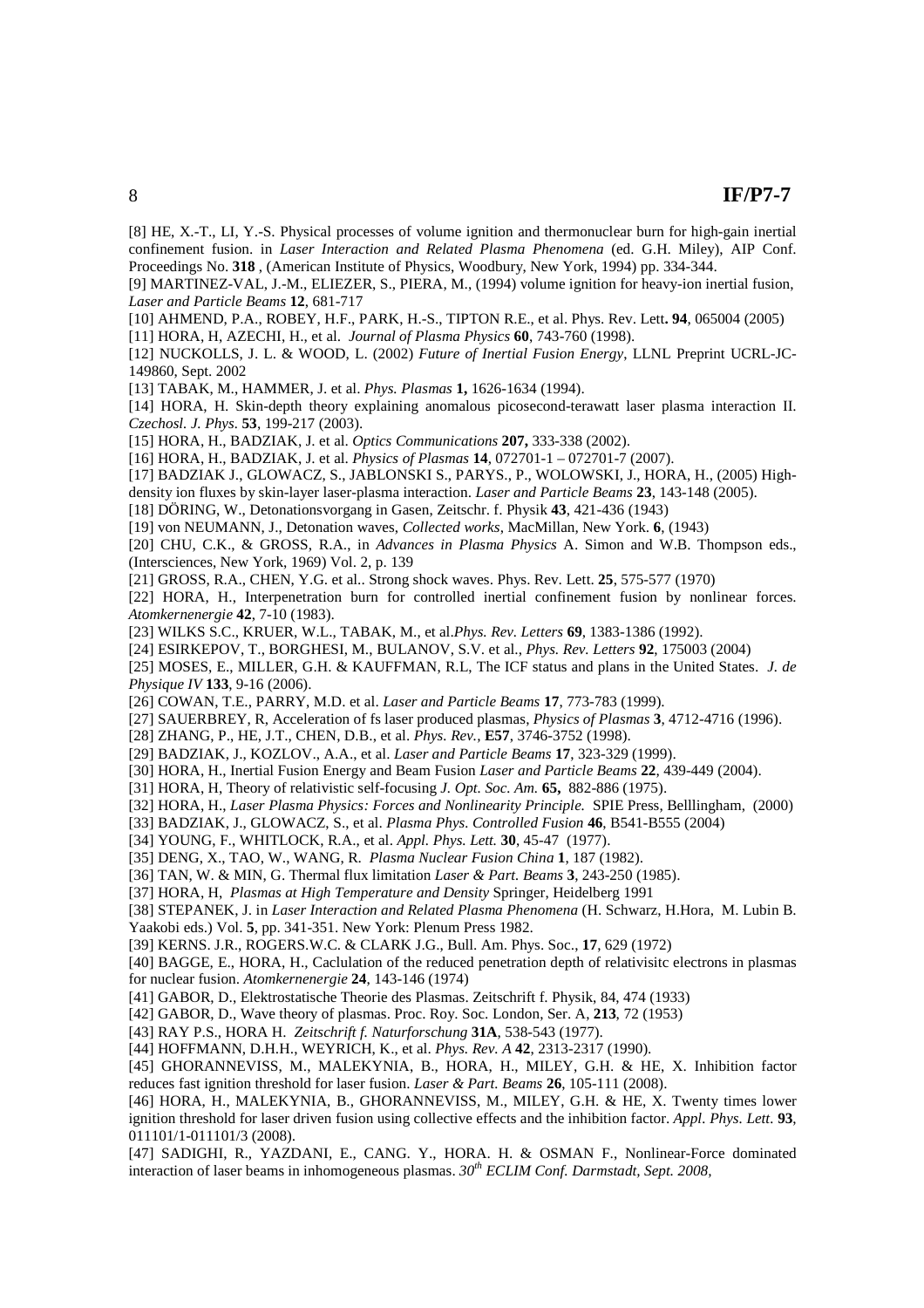[8] HE, X.-T., LI, Y.-S. Physical processes of volume ignition and thermonuclear burn for high-gain inertial confinement fusion. in *Laser Interaction and Related Plasma Phenomena* (ed. G.H. Miley), AIP Conf. Proceedings No. **318** , (American Institute of Physics, Woodbury, New York, 1994) pp. 334-344.

[9] MARTINEZ-VAL, J.-M., ELIEZER, S., PIERA, M., (1994) volume ignition for heavy-ion inertial fusion, *Laser and Particle Beams* **12**, 681-717

[10] AHMEND, P.A., ROBEY, H.F., PARK, H.-S., TIPTON R.E., et al. Phys. Rev. Lett**. 94**, 065004 (2005)

[11] HORA, H, AZECHI, H., et al. *Journal of Plasma Physics* **60**, 743-760 (1998).

[12] NUCKOLLS, J. L. & WOOD, L. (2002) *Future of Inertial Fusion Energy*, LLNL Preprint UCRL-JC-149860, Sept. 2002

[13] TABAK, M., HAMMER, J. et al. *Phys. Plasmas* **1,** 1626-1634 (1994).

[14] HORA, H. Skin-depth theory explaining anomalous picosecond-terawatt laser plasma interaction II. *Czechosl. J. Phys*. **53**, 199-217 (2003).

[15] HORA, H., BADZIAK, J. et al. *Optics Communications* **207,** 333-338 (2002).

[16] HORA, H., BADZIAK, J. et al. *Physics of Plasmas* **14**, 072701-1 – 072701-7 (2007).

[17] BADZIAK J., GLOWACZ, S., JABLONSKI S., PARYS., P., WOLOWSKI, J., HORA, H., (2005) High-density ion fluxes by skin-layer laser-plasma interaction. *Laser and Particle Beams* **23**, 143-148 (2005).

[18] DŐRING, W., Detonationsvorgang in Gasen, Zeitschr. f. Physik **43**, 421-436 (1943)

[19] von NEUMANN, J., Detonation waves, *Collected works*, MacMillan, New York. **6**, (1943)

[20] CHU, C.K., & GROSS, R.A., in *Advances in Plasma Physics* A. Simon and W.B. Thompson eds., (Intersciences, New York, 1969) Vol. 2, p. 139

[21] GROSS, R.A., CHEN, Y.G. et al.. Strong shock waves. Phys. Rev. Lett. **25**, 575-577 (1970)

[22] HORA, H., Interpenetration burn for controlled inertial confinement fusion by nonlinear forces. *Atomkernenergie* **42**, 7-10 (1983).

[23] WILKS S.C., KRUER, W.L., TABAK, M., et al.*Phys. Rev. Letters* **69**, 1383-1386 (1992).

[24] ESIRKEPOV, T., BORGHESI, M., BULANOV, S.V. et al., *Phys. Rev. Letters* **92**, 175003 (2004)

[25] MOSES, E., MILLER, G.H. & KAUFFMAN, R.L, The ICF status and plans in the United States. *J. de Physique IV* **133**, 9-16 (2006).

[26] COWAN, T.E., PARRY, M.D. et al. *Laser and Particle Beams* **17**, 773-783 (1999).

[27] SAUERBREY, R, Acceleration of fs laser produced plasmas, *Physics of Plasmas* **3**, 4712-4716 (1996).

[28] ZHANG, P., HE, J.T., CHEN, D.B., et al. *Phys. Rev.,* **E57**, 3746-3752 (1998).

[29] BADZIAK, J., KOZLOV., A.A., et al. *Laser and Particle Beams* **17**, 323-329 (1999).

[30] HORA, H., Inertial Fusion Energy and Beam Fusion *Laser and Particle Beams* **22**, 439-449 (2004).

[31] HORA, H, Theory of relativistic self-focusing *J. Opt. Soc. Am.* **65,** 882-886 (1975).

[32] HORA, H., *Laser Plasma Physics: Forces and Nonlinearity Principle.* SPIE Press, Belllingham, (2000)

[33] BADZIAK, J., GLOWACZ, S., et al. *Plasma Phys. Controlled Fusion* **46**, B541-B555 (2004)

[34] YOUNG, F., WHITLOCK, R.A., et al. *Appl. Phys. Lett.* **30**, 45-47 (1977).

[35] DENG, X., TAO, W., WANG, R. *Plasma Nuclear Fusion China* **1**, 187 (1982).

[36] TAN, W. & MIN, G. Thermal flux limitation *Laser & Part. Beams* **3**, 243-250 (1985).

[37] HORA, H, *Plasmas at High Temperature and Density* Springer, Heidelberg 1991

[38] STEPANEK, J. in *Laser Interaction and Related Plasma Phenomena* (H. Schwarz, H.Hora, M. Lubin B. Yaakobi eds.) Vol. **5**, pp. 341-351. New York: Plenum Press 1982.

[39] KERNS. J.R., ROGERS.W.C. & CLARK J.G., Bull. Am. Phys. Soc., **17**, 629 (1972)

[40] BAGGE, E., HORA, H., Caclulation of the reduced penetration depth of relativisitc electrons in plasmas for nuclear fusion. *Atomkernenergie* **24**, 143-146 (1974)

[41] GABOR, D., Elektrostatische Theorie des Plasmas. Zeitschrift f. Physik, 84, 474 (1933)

[42] GABOR, D., Wave theory of plasmas. Proc. Roy. Soc. London, Ser. A, **213**, 72 (1953)

[43] RAY P.S., HORA H. *Zeitschrift f. Naturforschung* **31A**, 538-543 (1977).

[44] HOFFMANN, D.H.H., WEYRICH, K., et al. *Phys. Rev. A* **42**, 2313-2317 (1990).

[45] GHORANNEVISS, M., MALEKYNIA, B., HORA, H., MILEY, G.H. & HE, X. Inhibition factor reduces fast ignition threshold for laser fusion. *Laser & Part. Beams* **26**, 105-111 (2008).

[46] HORA, H., MALEKYNIA, B., GHORANNEVISS, M., MILEY, G.H. & HE, X. Twenty times lower ignition threshold for laser driven fusion using collective effects and the inhibition factor. *Appl. Phys. Lett.* **93**, 011101/1-011101/3 (2008).

[47] SADIGHI, R., YAZDANI, E., CANG. Y., HORA. H. & OSMAN F., Nonlinear-Force dominated interaction of laser beams in inhomogeneous plasmas. *30th ECLIM Conf. Darmstadt, Sept. 2008,*